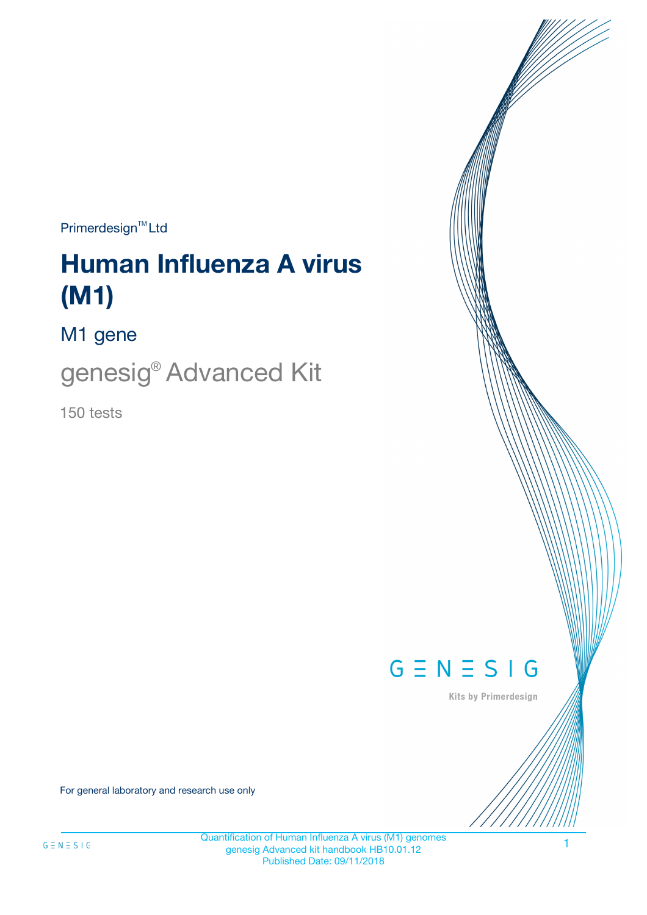Primerdesign™ Ltd

# Human Influenza A virus (M1)

## M1 gene

## genesig® Advanced Kit

150 tests

GENESIG

Kits by Primerdesign

For general laboratory and research use only

Quantification of Human Influenza A virus (M1) genomes
genesig Advanced kit handbook HB10.01.12
Published Date: 09/11/2018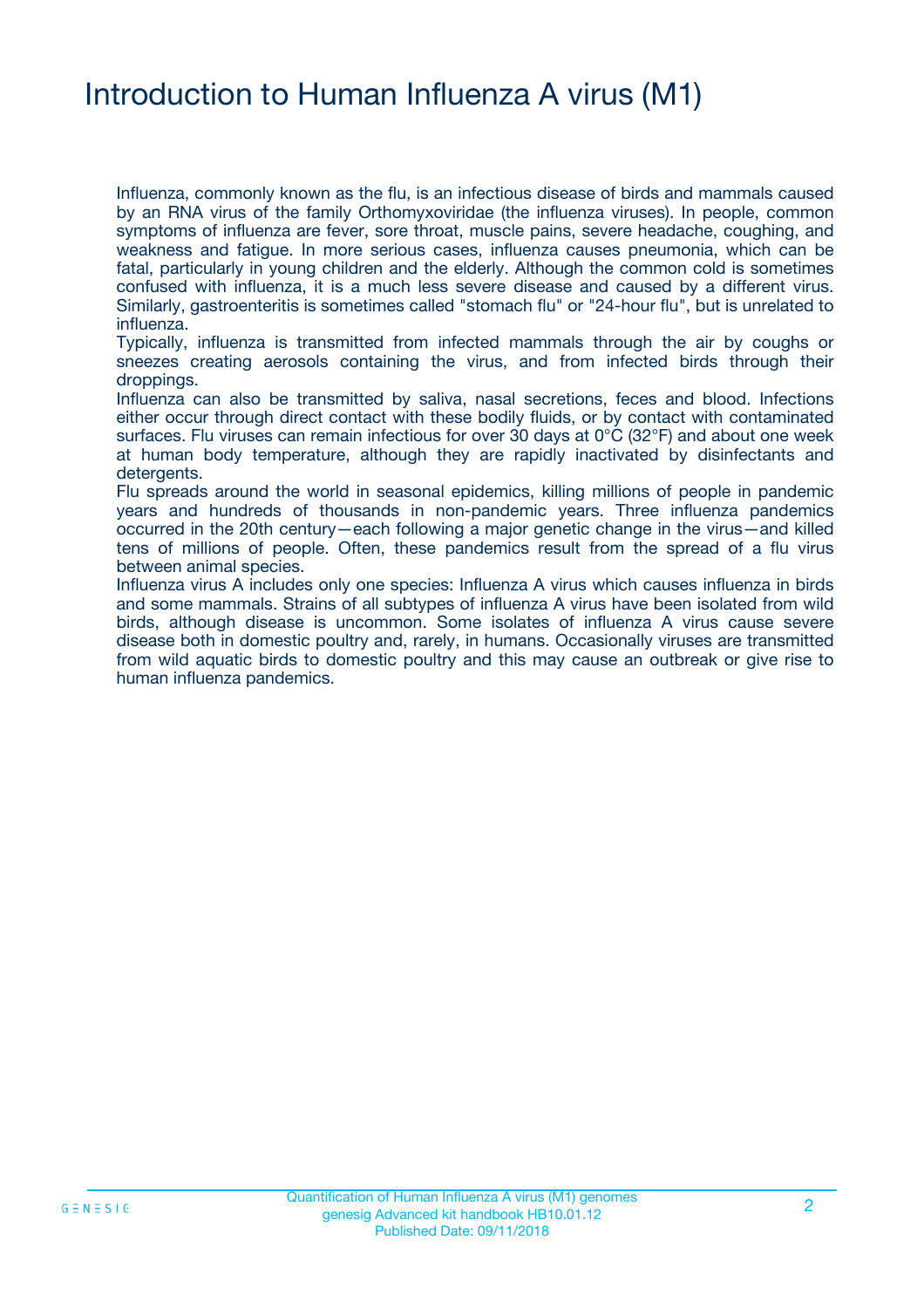# Introduction to Human Influenza A virus (M1)

Influenza, commonly known as the flu, is an infectious disease of birds and mammals caused by an RNA virus of the family Orthomyxoviridae (the influenza viruses). In people, common symptoms of influenza are fever, sore throat, muscle pains, severe headache, coughing, and weakness and fatigue. In more serious cases, influenza causes pneumonia, which can be fatal, particularly in young children and the elderly. Although the common cold is sometimes confused with influenza, it is a much less severe disease and caused by a different virus. Similarly, gastroenteritis is sometimes called "stomach flu" or "24-hour flu", but is unrelated to influenza.

Typically, influenza is transmitted from infected mammals through the air by coughs or sneezes creating aerosols containing the virus, and from infected birds through their droppings.

Influenza can also be transmitted by saliva, nasal secretions, feces and blood. Infections either occur through direct contact with these bodily fluids, or by contact with contaminated surfaces. Flu viruses can remain infectious for over 30 days at 0°C (32°F) and about one week at human body temperature, although they are rapidly inactivated by disinfectants and detergents.

Flu spreads around the world in seasonal epidemics, killing millions of people in pandemic years and hundreds of thousands in non-pandemic years. Three influenza pandemics occurred in the 20th century—each following a major genetic change in the virus—and killed tens of millions of people. Often, these pandemics result from the spread of a flu virus between animal species.

Influenza virus A includes only one species: Influenza A virus which causes influenza in birds and some mammals. Strains of all subtypes of influenza A virus have been isolated from wild birds, although disease is uncommon. Some isolates of influenza A virus cause severe disease both in domestic poultry and, rarely, in humans. Occasionally viruses are transmitted from wild aquatic birds to domestic poultry and this may cause an outbreak or give rise to human influenza pandemics.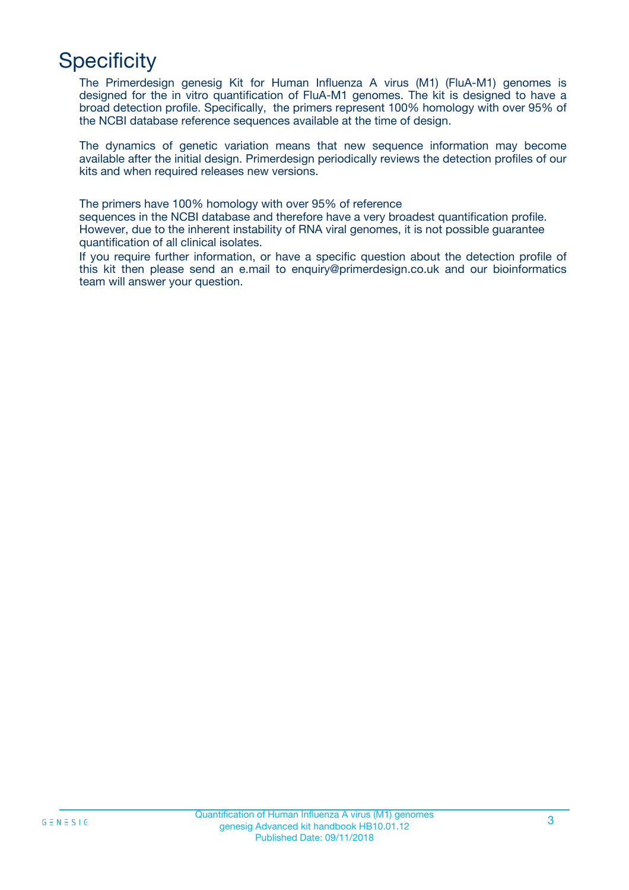# Specificity

The Primerdesign genesig Kit for Human Influenza A virus (M1) (FluA-M1) genomes is designed for the in vitro quantification of FluA-M1 genomes. The kit is designed to have a broad detection profile. Specifically, the primers represent 100% homology with over 95% of the NCBI database reference sequences available at the time of design.

The dynamics of genetic variation means that new sequence information may become available after the initial design. Primerdesign periodically reviews the detection profiles of our kits and when required releases new versions.

The primers have 100% homology with over 95% of reference sequences in the NCBI database and therefore have a very broadest quantification profile. However, due to the inherent instability of RNA viral genomes, it is not possible guarantee quantification of all clinical isolates.

If you require further information, or have a specific question about the detection profile of this kit then please send an e.mail to enquiry@primerdesign.co.uk and our bioinformatics team will answer your question.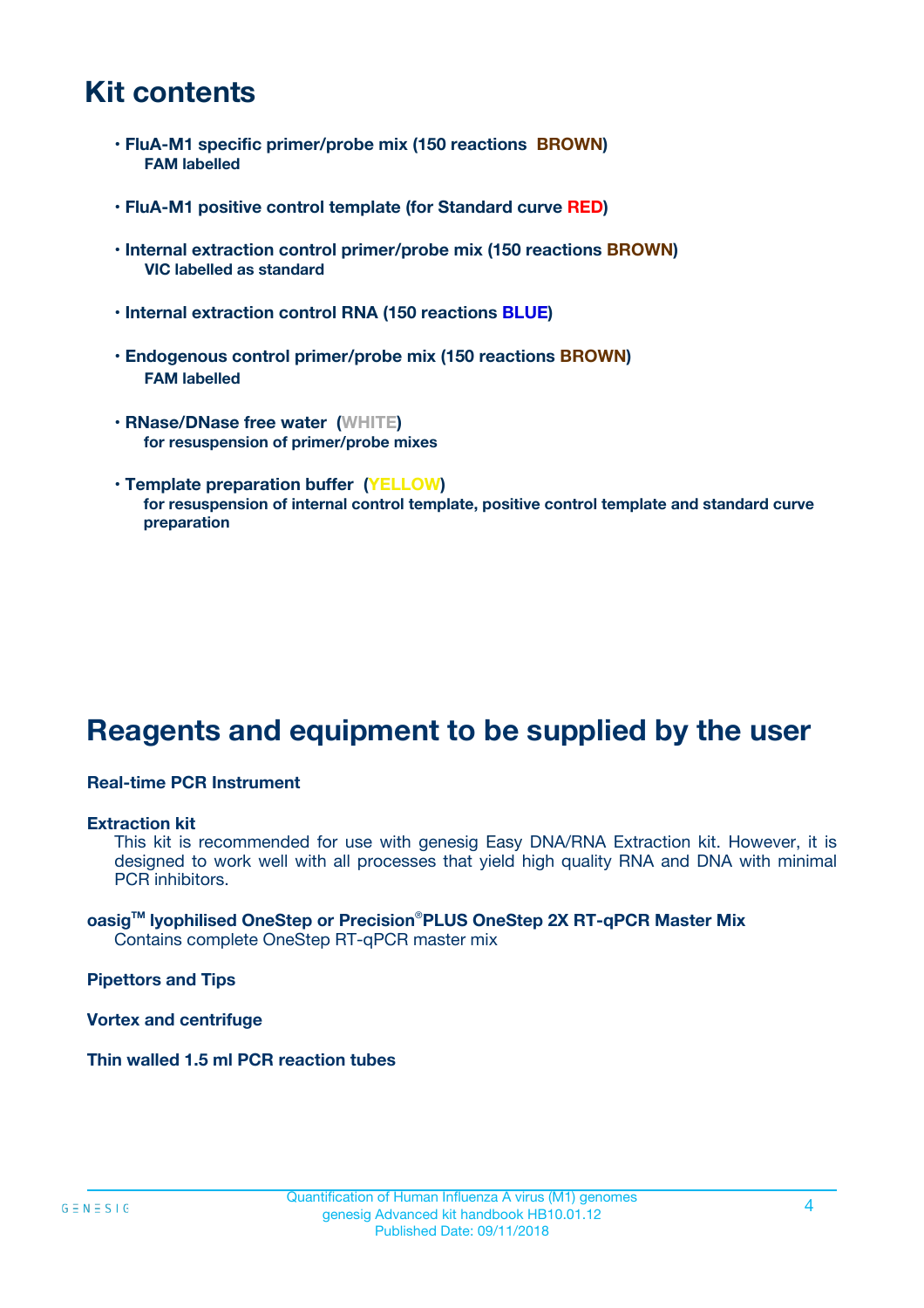# Kit contents

- **FluA-M1 specific primer/probe mix (150 reactions BROWN)**
  **FAM labelled**

- **FluA-M1 positive control template (for Standard curve RED)**

- **Internal extraction control primer/probe mix (150 reactions BROWN)**
  **VIC labelled as standard**

- **Internal extraction control RNA (150 reactions BLUE)**

- **Endogenous control primer/probe mix (150 reactions BROWN)**
  **FAM labelled**

- **RNase/DNase free water (WHITE)**
  **for resuspension of primer/probe mixes**

- **Template preparation buffer (YELLOW)**
  **for resuspension of internal control template, positive control template and standard curve preparation**

# Reagents and equipment to be supplied by the user

**Real-time PCR Instrument**

**Extraction kit**
This kit is recommended for use with genesig Easy DNA/RNA Extraction kit. However, it is designed to work well with all processes that yield high quality RNA and DNA with minimal PCR inhibitors.

**oasig™ lyophilised OneStep or Precision®PLUS OneStep 2X RT-qPCR Master Mix**
Contains complete OneStep RT-qPCR master mix

**Pipettors and Tips**

**Vortex and centrifuge**

**Thin walled 1.5 ml PCR reaction tubes**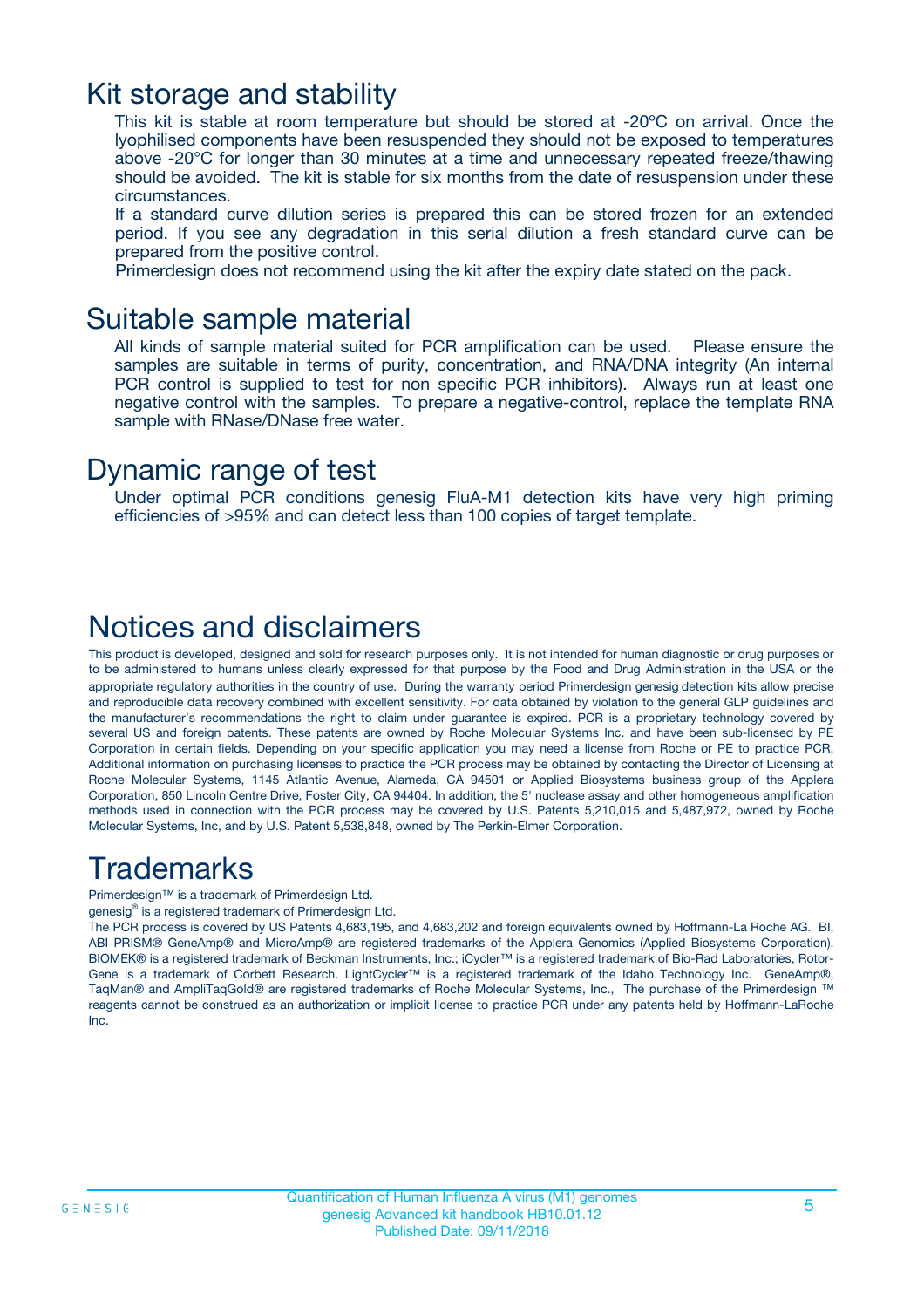# Kit storage and stability

This kit is stable at room temperature but should be stored at -20ºC on arrival. Once the lyophilised components have been resuspended they should not be exposed to temperatures above -20°C for longer than 30 minutes at a time and unnecessary repeated freeze/thawing should be avoided. The kit is stable for six months from the date of resuspension under these circumstances.

If a standard curve dilution series is prepared this can be stored frozen for an extended period. If you see any degradation in this serial dilution a fresh standard curve can be prepared from the positive control.

Primerdesign does not recommend using the kit after the expiry date stated on the pack.

# Suitable sample material

All kinds of sample material suited for PCR amplification can be used. Please ensure the samples are suitable in terms of purity, concentration, and RNA/DNA integrity (An internal PCR control is supplied to test for non specific PCR inhibitors). Always run at least one negative control with the samples. To prepare a negative-control, replace the template RNA sample with RNase/DNase free water.

# Dynamic range of test

Under optimal PCR conditions genesig FluA-M1 detection kits have very high priming efficiencies of >95% and can detect less than 100 copies of target template.

# Notices and disclaimers

This product is developed, designed and sold for research purposes only. It is not intended for human diagnostic or drug purposes or to be administered to humans unless clearly expressed for that purpose by the Food and Drug Administration in the USA or the appropriate regulatory authorities in the country of use. During the warranty period Primerdesign genesig detection kits allow precise and reproducible data recovery combined with excellent sensitivity. For data obtained by violation to the general GLP guidelines and the manufacturer's recommendations the right to claim under guarantee is expired. PCR is a proprietary technology covered by several US and foreign patents. These patents are owned by Roche Molecular Systems Inc. and have been sub-licensed by PE Corporation in certain fields. Depending on your specific application you may need a license from Roche or PE to practice PCR. Additional information on purchasing licenses to practice the PCR process may be obtained by contacting the Director of Licensing at Roche Molecular Systems, 1145 Atlantic Avenue, Alameda, CA 94501 or Applied Biosystems business group of the Applera Corporation, 850 Lincoln Centre Drive, Foster City, CA 94404. In addition, the 5' nuclease assay and other homogeneous amplification methods used in connection with the PCR process may be covered by U.S. Patents 5,210,015 and 5,487,972, owned by Roche Molecular Systems, Inc, and by U.S. Patent 5,538,848, owned by The Perkin-Elmer Corporation.

# Trademarks

Primerdesign™ is a trademark of Primerdesign Ltd.

genesig® is a registered trademark of Primerdesign Ltd.

The PCR process is covered by US Patents 4,683,195, and 4,683,202 and foreign equivalents owned by Hoffmann-La Roche AG. BI, ABI PRISM® GeneAmp® and MicroAmp® are registered trademarks of the Applera Genomics (Applied Biosystems Corporation). BIOMEK® is a registered trademark of Beckman Instruments, Inc.; iCycler™ is a registered trademark of Bio-Rad Laboratories, Rotor-Gene is a trademark of Corbett Research. LightCycler™ is a registered trademark of the Idaho Technology Inc. GeneAmp®, TaqMan® and AmpliTaqGold® are registered trademarks of Roche Molecular Systems, Inc., The purchase of the Primerdesign ™ reagents cannot be construed as an authorization or implicit license to practice PCR under any patents held by Hoffmann-LaRoche Inc.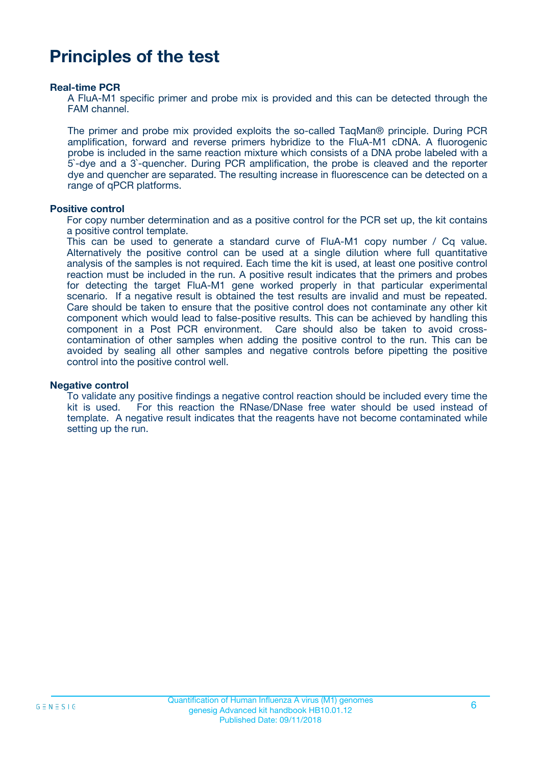# Principles of the test

**Real-time PCR**

A FluA-M1 specific primer and probe mix is provided and this can be detected through the FAM channel.

The primer and probe mix provided exploits the so-called TaqMan® principle. During PCR amplification, forward and reverse primers hybridize to the FluA-M1 cDNA. A fluorogenic probe is included in the same reaction mixture which consists of a DNA probe labeled with a 5`-dye and a 3`-quencher. During PCR amplification, the probe is cleaved and the reporter dye and quencher are separated. The resulting increase in fluorescence can be detected on a range of qPCR platforms.

**Positive control**

For copy number determination and as a positive control for the PCR set up, the kit contains a positive control template.
This can be used to generate a standard curve of FluA-M1 copy number / Cq value. Alternatively the positive control can be used at a single dilution where full quantitative analysis of the samples is not required. Each time the kit is used, at least one positive control reaction must be included in the run. A positive result indicates that the primers and probes for detecting the target FluA-M1 gene worked properly in that particular experimental scenario. If a negative result is obtained the test results are invalid and must be repeated. Care should be taken to ensure that the positive control does not contaminate any other kit component which would lead to false-positive results. This can be achieved by handling this component in a Post PCR environment. Care should also be taken to avoid cross-contamination of other samples when adding the positive control to the run. This can be avoided by sealing all other samples and negative controls before pipetting the positive control into the positive control well.

**Negative control**

To validate any positive findings a negative control reaction should be included every time the kit is used. For this reaction the RNase/DNase free water should be used instead of template. A negative result indicates that the reagents have not become contaminated while setting up the run.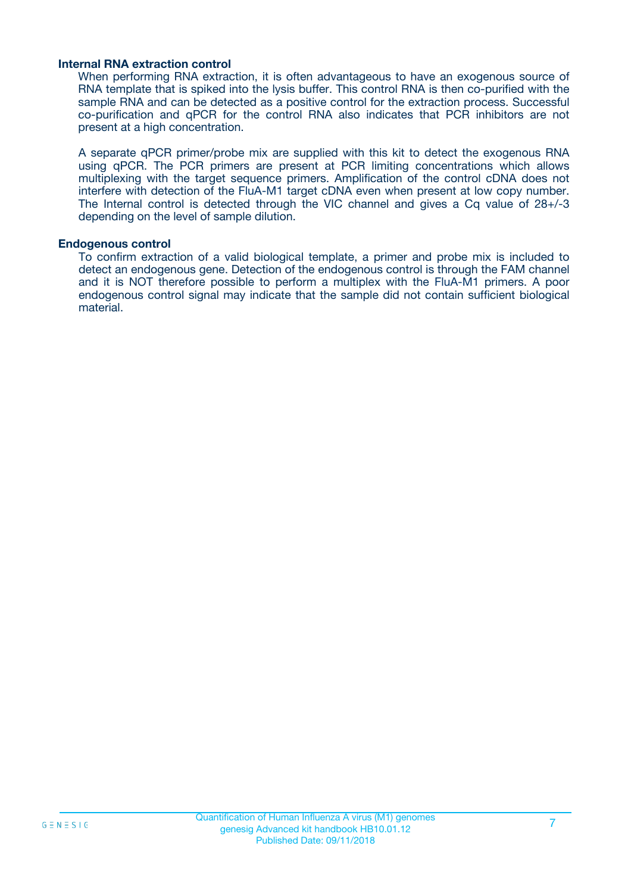### Internal RNA extraction control

When performing RNA extraction, it is often advantageous to have an exogenous source of RNA template that is spiked into the lysis buffer. This control RNA is then co-purified with the sample RNA and can be detected as a positive control for the extraction process. Successful co-purification and qPCR for the control RNA also indicates that PCR inhibitors are not present at a high concentration.

A separate qPCR primer/probe mix are supplied with this kit to detect the exogenous RNA using qPCR. The PCR primers are present at PCR limiting concentrations which allows multiplexing with the target sequence primers. Amplification of the control cDNA does not interfere with detection of the FluA-M1 target cDNA even when present at low copy number. The Internal control is detected through the VIC channel and gives a Cq value of 28+/-3 depending on the level of sample dilution.

### Endogenous control

To confirm extraction of a valid biological template, a primer and probe mix is included to detect an endogenous gene. Detection of the endogenous control is through the FAM channel and it is NOT therefore possible to perform a multiplex with the FluA-M1 primers. A poor endogenous control signal may indicate that the sample did not contain sufficient biological material.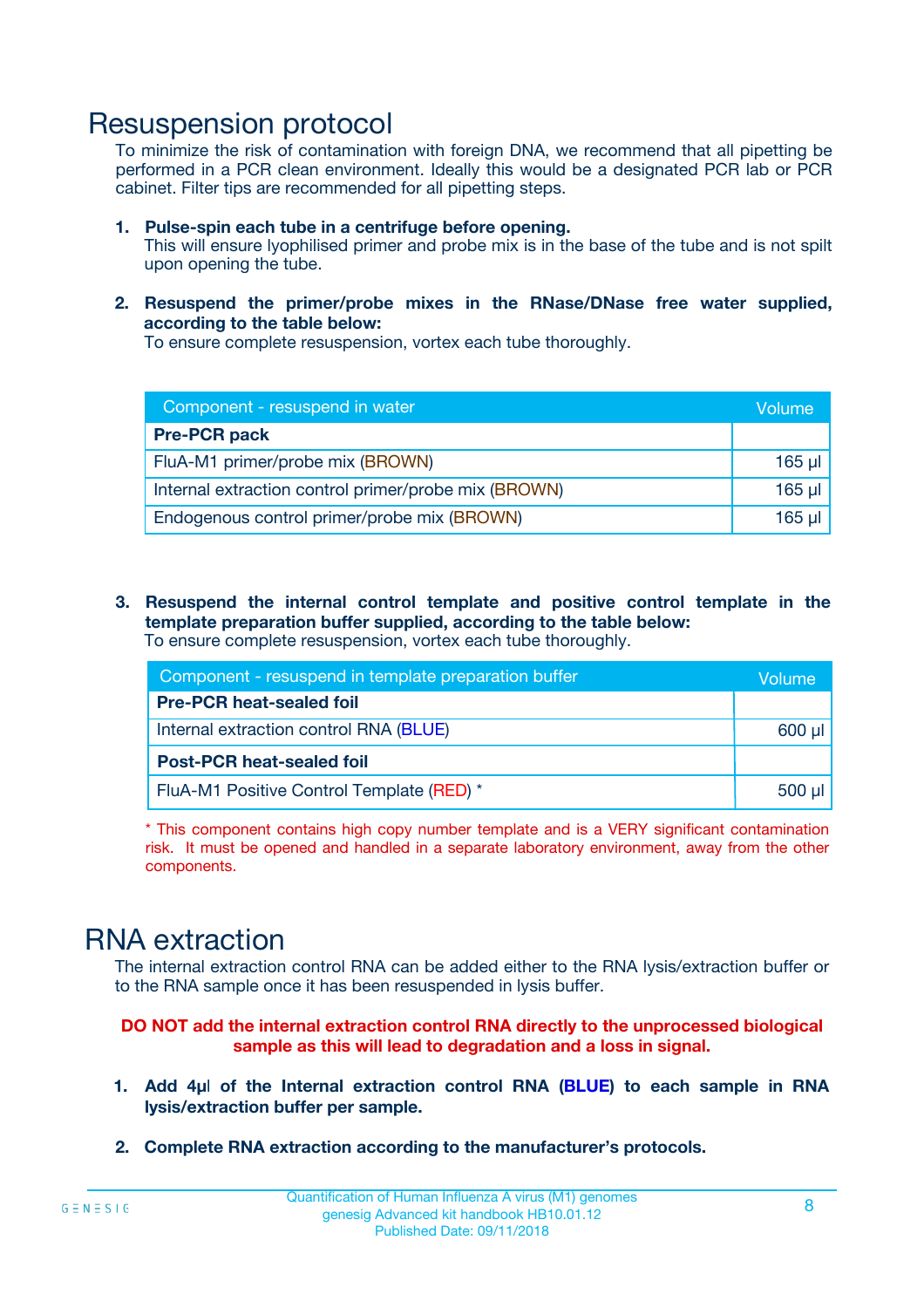# Resuspension protocol

To minimize the risk of contamination with foreign DNA, we recommend that all pipetting be performed in a PCR clean environment. Ideally this would be a designated PCR lab or PCR cabinet. Filter tips are recommended for all pipetting steps.

1. **Pulse-spin each tube in a centrifuge before opening.**
   This will ensure lyophilised primer and probe mix is in the base of the tube and is not spilt upon opening the tube.

2. **Resuspend the primer/probe mixes in the RNase/DNase free water supplied, according to the table below:**
   To ensure complete resuspension, vortex each tube thoroughly.

| Component - resuspend in water | Volume |
|---|---|
| **Pre-PCR pack** | |
| FluA-M1 primer/probe mix (BROWN) | 165 µl |
| Internal extraction control primer/probe mix (BROWN) | 165 µl |
| Endogenous control primer/probe mix (BROWN) | 165 µl |

3. **Resuspend the internal control template and positive control template in the template preparation buffer supplied, according to the table below:**
   To ensure complete resuspension, vortex each tube thoroughly.

| Component - resuspend in template preparation buffer | Volume |
|---|---|
| **Pre-PCR heat-sealed foil** | |
| Internal extraction control RNA (BLUE) | 600 µl |
| **Post-PCR heat-sealed foil** | |
| FluA-M1 Positive Control Template (RED) * | 500 µl |

* This component contains high copy number template and is a VERY significant contamination risk. It must be opened and handled in a separate laboratory environment, away from the other components.

# RNA extraction

The internal extraction control RNA can be added either to the RNA lysis/extraction buffer or to the RNA sample once it has been resuspended in lysis buffer.

**DO NOT add the internal extraction control RNA directly to the unprocessed biological sample as this will lead to degradation and a loss in signal.**

1. **Add 4µl of the Internal extraction control RNA (BLUE) to each sample in RNA lysis/extraction buffer per sample.**

2. **Complete RNA extraction according to the manufacturer's protocols.**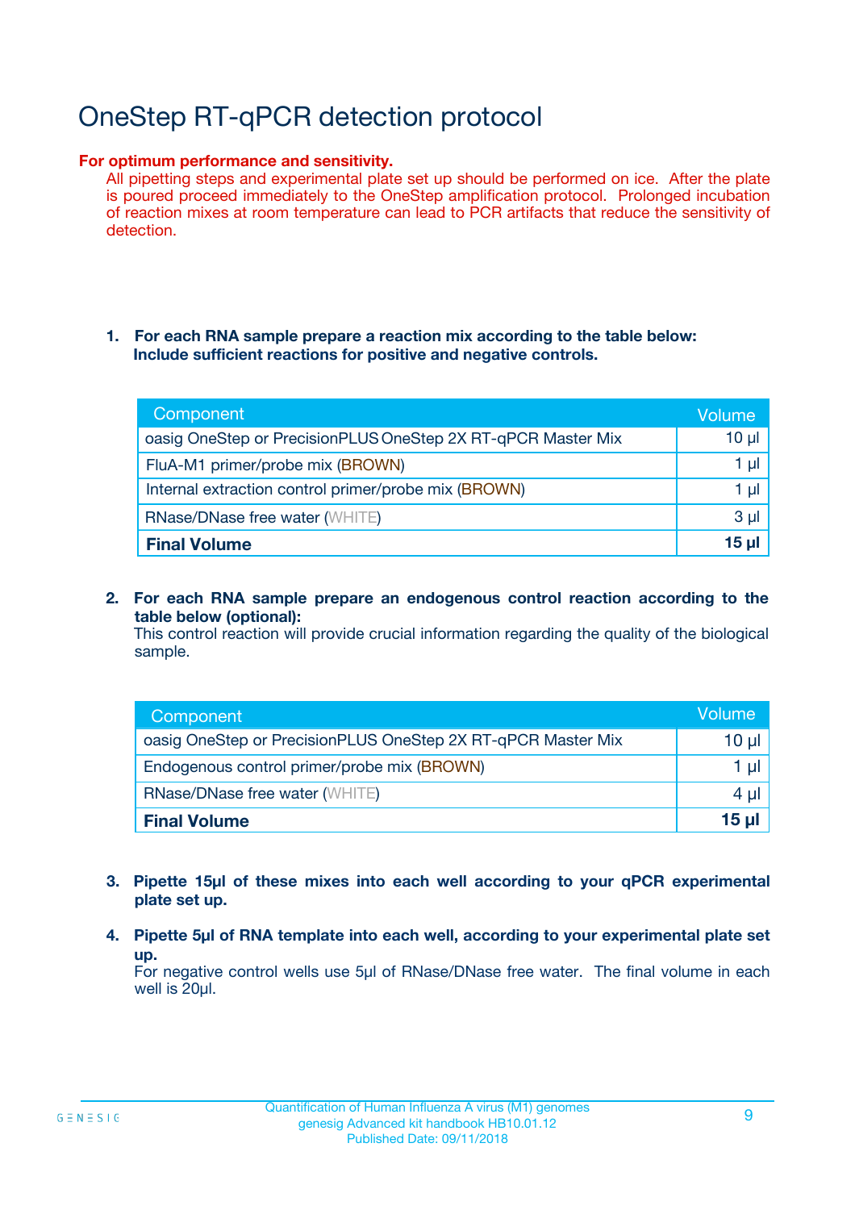# OneStep RT-qPCR detection protocol

**For optimum performance and sensitivity.**
All pipetting steps and experimental plate set up should be performed on ice. After the plate is poured proceed immediately to the OneStep amplification protocol. Prolonged incubation of reaction mixes at room temperature can lead to PCR artifacts that reduce the sensitivity of detection.

1. **For each RNA sample prepare a reaction mix according to the table below: Include sufficient reactions for positive and negative controls.**

| Component | Volume |
|---|---|
| oasig OneStep or PrecisionPLUS OneStep 2X RT-qPCR Master Mix | 10 µl |
| FluA-M1 primer/probe mix (BROWN) | 1 µl |
| Internal extraction control primer/probe mix (BROWN) | 1 µl |
| RNase/DNase free water (WHITE) | 3 µl |
| **Final Volume** | **15 µl** |

2. **For each RNA sample prepare an endogenous control reaction according to the table below (optional):**
This control reaction will provide crucial information regarding the quality of the biological sample.

| Component | Volume |
|---|---|
| oasig OneStep or PrecisionPLUS OneStep 2X RT-qPCR Master Mix | 10 µl |
| Endogenous control primer/probe mix (BROWN) | 1 µl |
| RNase/DNase free water (WHITE) | 4 µl |
| **Final Volume** | **15 µl** |

3. **Pipette 15µl of these mixes into each well according to your qPCR experimental plate set up.**

4. **Pipette 5µl of RNA template into each well, according to your experimental plate set up.**
For negative control wells use 5µl of RNase/DNase free water. The final volume in each well is 20µl.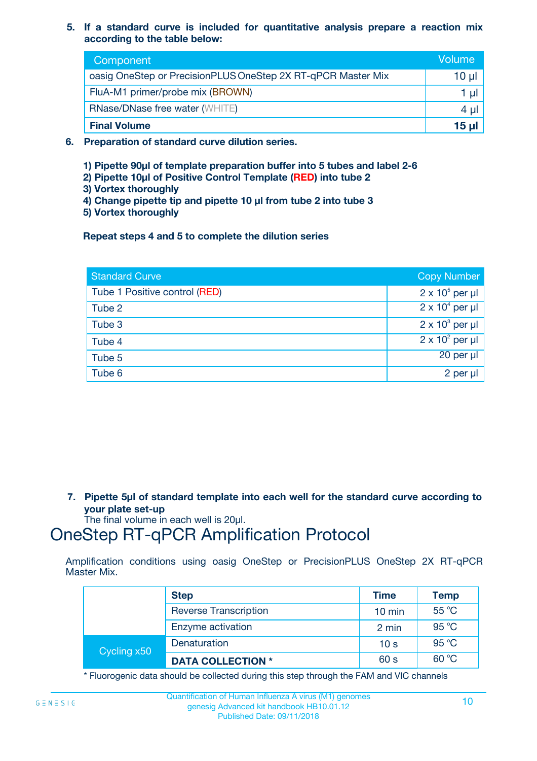5. **If a standard curve is included for quantitative analysis prepare a reaction mix according to the table below:**

| Component | Volume |
|---|---|
| oasig OneStep or PrecisionPLUS OneStep 2X RT-qPCR Master Mix | 10 µl |
| FluA-M1 primer/probe mix (BROWN) | 1 µl |
| RNase/DNase free water (WHITE) | 4 µl |
| **Final Volume** | **15 µl** |

6. **Preparation of standard curve dilution series.**

   **1) Pipette 90µl of template preparation buffer into 5 tubes and label 2-6**
   **2) Pipette 10µl of Positive Control Template (RED) into tube 2**
   **3) Vortex thoroughly**
   **4) Change pipette tip and pipette 10 µl from tube 2 into tube 3**
   **5) Vortex thoroughly**

   **Repeat steps 4 and 5 to complete the dilution series**

| Standard Curve | Copy Number |
|---|---|
| Tube 1 Positive control (RED) | $2 \times 10^5$ per µl |
| Tube 2 | $2 \times 10^4$ per µl |
| Tube 3 | $2 \times 10^3$ per µl |
| Tube 4 | $2 \times 10^2$ per µl |
| Tube 5 | 20 per µl |
| Tube 6 | 2 per µl |

7. **Pipette 5µl of standard template into each well for the standard curve according to your plate set-up**
   The final volume in each well is 20µl.

# OneStep RT-qPCR Amplification Protocol

Amplification conditions using oasig OneStep or PrecisionPLUS OneStep 2X RT-qPCR Master Mix.

| | Step | Time | Temp |
|---|---|---|---|
| | Reverse Transcription | 10 min | 55 °C |
| | Enzyme activation | 2 min | 95 °C |
| Cycling x50 | Denaturation | 10 s | 95 °C |
| | **DATA COLLECTION *** | 60 s | 60 °C |

* Fluorogenic data should be collected during this step through the FAM and VIC channels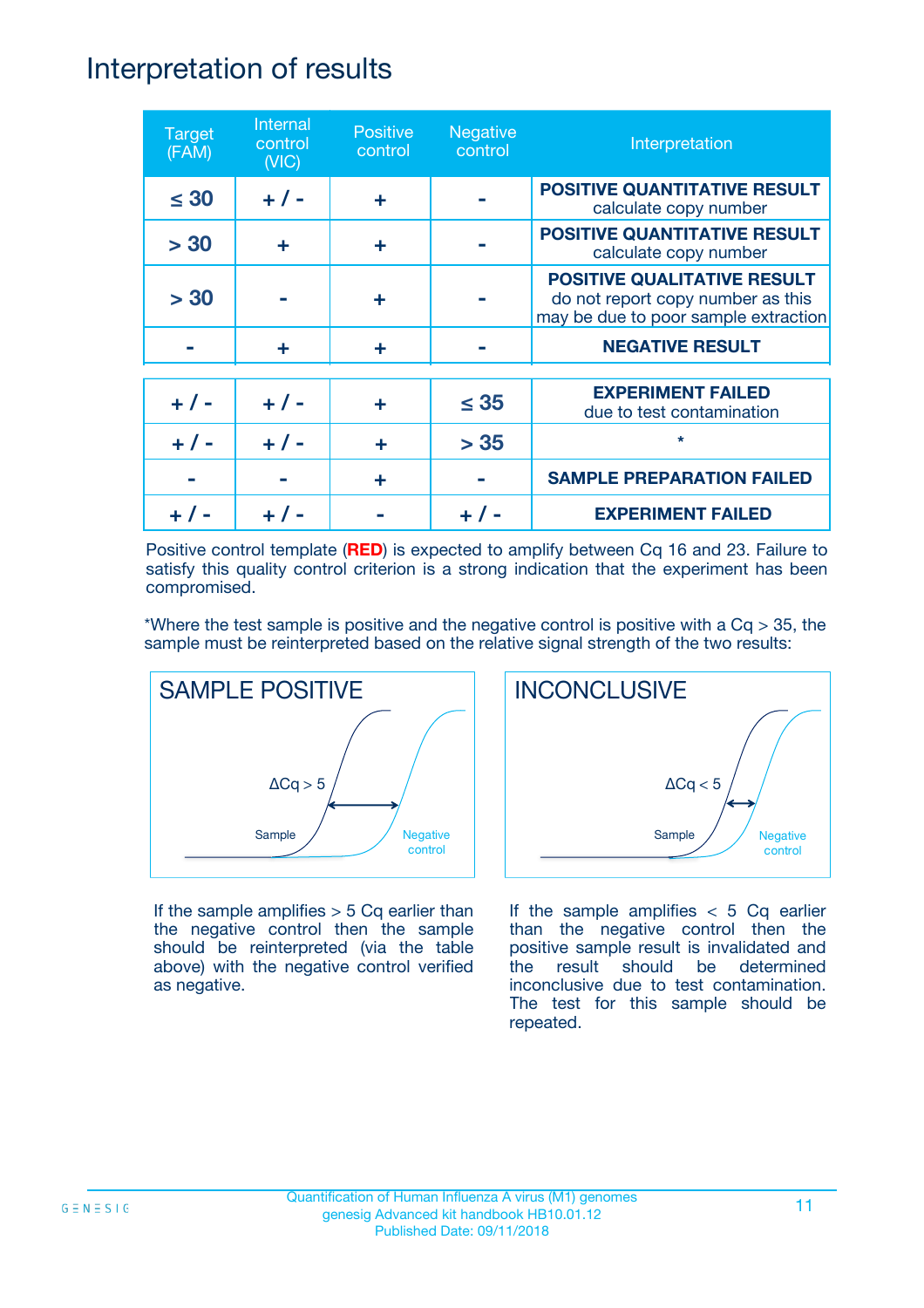# Interpretation of results

| Target (FAM) | Internal control (VIC) | Positive control | Negative control | Interpretation |
|---|---|---|---|---|
| ≤ 30 | + / - | + | - | **POSITIVE QUANTITATIVE RESULT** calculate copy number |
| > 30 | + | + | - | **POSITIVE QUANTITATIVE RESULT** calculate copy number |
| > 30 | - | + | - | **POSITIVE QUALITATIVE RESULT** do not report copy number as this may be due to poor sample extraction |
| - | + | + | - | **NEGATIVE RESULT** |
| + / - | + / - | + | ≤ 35 | **EXPERIMENT FAILED** due to test contamination |
| + / - | + / - | + | > 35 | * |
| - | - | + | - | **SAMPLE PREPARATION FAILED** |
| + / - | + / - | - | + / - | **EXPERIMENT FAILED** |

Positive control template (**RED**) is expected to amplify between Cq 16 and 23. Failure to satisfy this quality control criterion is a strong indication that the experiment has been compromised.

*Where the test sample is positive and the negative control is positive with a Cq > 35, the sample must be reinterpreted based on the relative signal strength of the two results:

**SAMPLE POSITIVE**

ΔCq > 5

Sample — Negative control

If the sample amplifies > 5 Cq earlier than the negative control then the sample should be reinterpreted (via the table above) with the negative control verified as negative.

**INCONCLUSIVE**

ΔCq < 5

Sample — Negative control

If the sample amplifies < 5 Cq earlier than the negative control then the positive sample result is invalidated and the result should be determined inconclusive due to test contamination. The test for this sample should be repeated.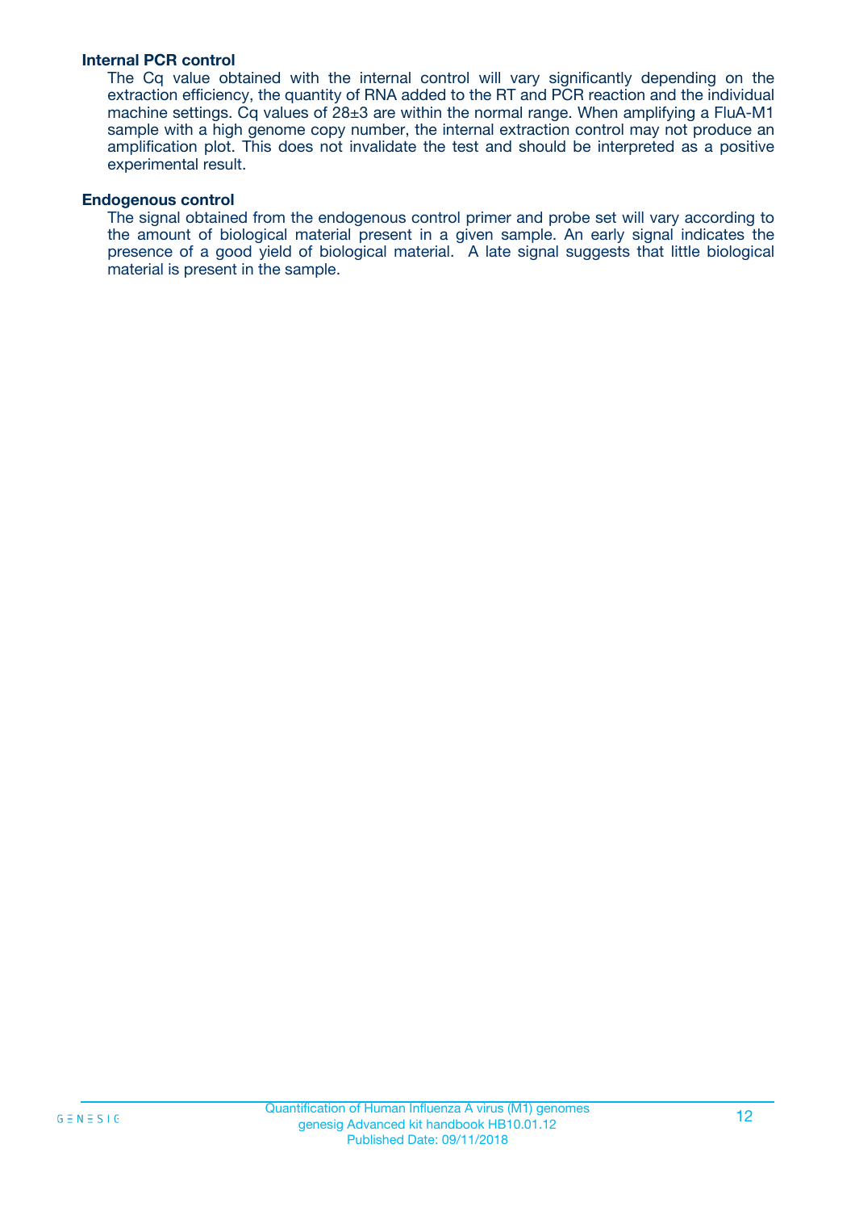**Internal PCR control**

The Cq value obtained with the internal control will vary significantly depending on the extraction efficiency, the quantity of RNA added to the RT and PCR reaction and the individual machine settings. Cq values of 28±3 are within the normal range. When amplifying a FluA-M1 sample with a high genome copy number, the internal extraction control may not produce an amplification plot. This does not invalidate the test and should be interpreted as a positive experimental result.

**Endogenous control**

The signal obtained from the endogenous control primer and probe set will vary according to the amount of biological material present in a given sample. An early signal indicates the presence of a good yield of biological material. A late signal suggests that little biological material is present in the sample.